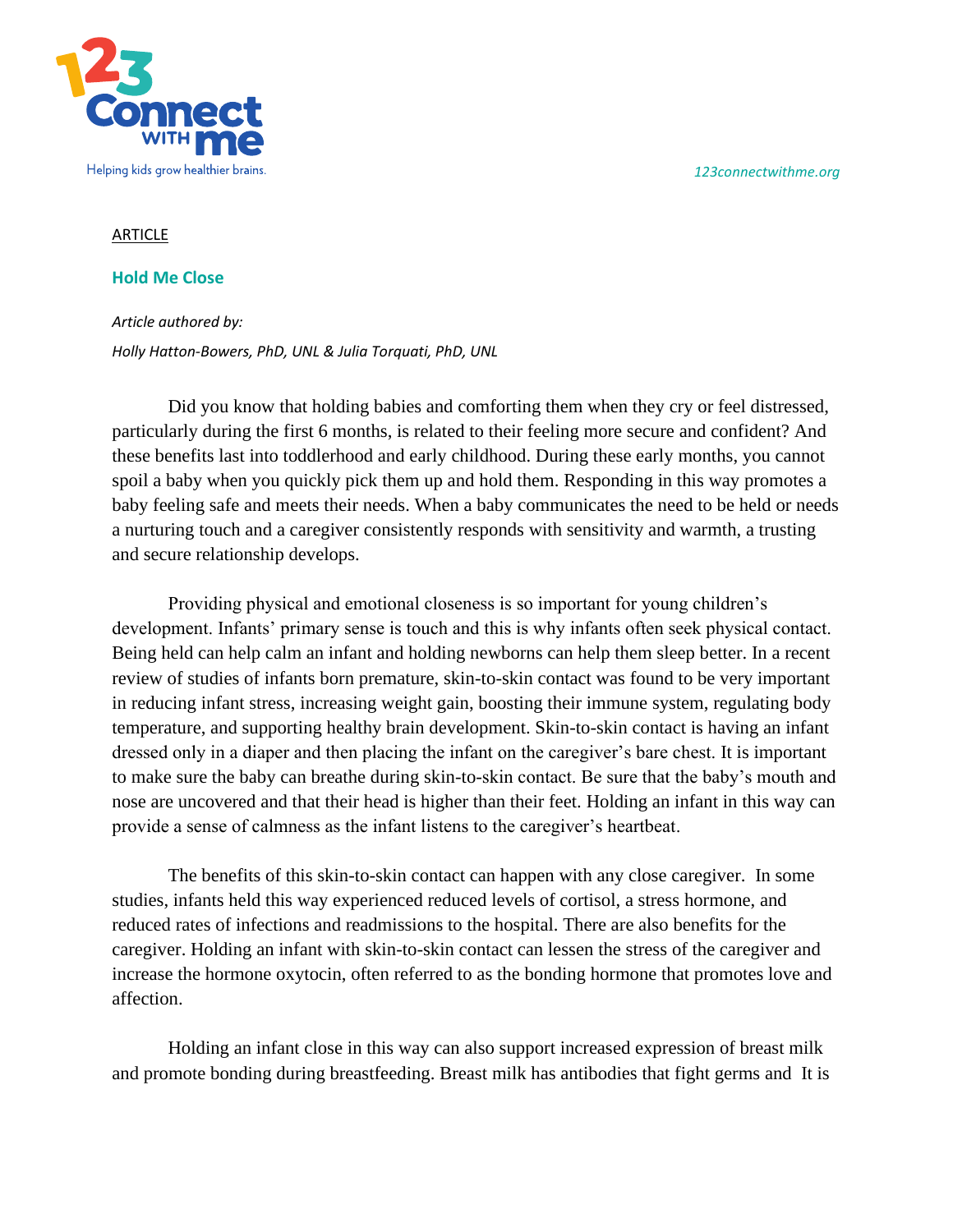ARTICLE

## Hold Me Close

*Article authored by:*

*Holly Hatton-Bowers, PhD, UNL & Julia Torquati, PhD, UNL*

Did you know that holding babies and comforting them when they cry or feel distressed, particularly during the first 6 months, is related to their feeling more secure and confident? And these benefits last into toddlerhood and early childhood. During these early months, you cannot spoil a baby when you quickly pick them up and hold them. Responding in this way promotes a baby feeling safe and meets their needs. When a baby communicates the need to be held or needs a nurturing touch and a caregiver consistently responds with sensitivity and warmth, a trusting and secure relationship develops.

Providing physical and emotional closeness is so important for young children's development. Infants' primary sense is touch and this is why infants often seek physical contact. Being held can help calm an infant and holding newborns can help them sleep better. In a recent review of studies of infants born premature, skin-to-skin contact was found to be very important in reducing infant stress, increasing weight gain, boosting their immune system, regulating body temperature, and supporting healthy brain development. Skin-to-skin contact is having an infant dressed only in a diaper and then placing the infant on the caregiver's bare chest. It is important to make sure the baby can breathe during skin-to-skin contact. Be sure that the baby's mouth and nose are uncovered and that their head is higher than their feet. Holding an infant in this way can provide a sense of calmness as the infant listens to the caregiver's heartbeat.

The benefits of this skin-to-skin contact can happen with any close caregiver. In some studies, infants held this way experienced reduced levels of cortisol, a stress hormone, and reduced rates of infections and readmissions to the hospital. There are also benefits for the caregiver. Holding an infant with skin-to-skin contact can lessen the stress of the caregiver and increase the hormone oxytocin, often referred to as the bonding hormone that promotes love and affection.

Holding an infant close in this way can also support increased expression of breast milk and promote bonding during breastfeeding. Breast milk has antibodies that fight germs and It is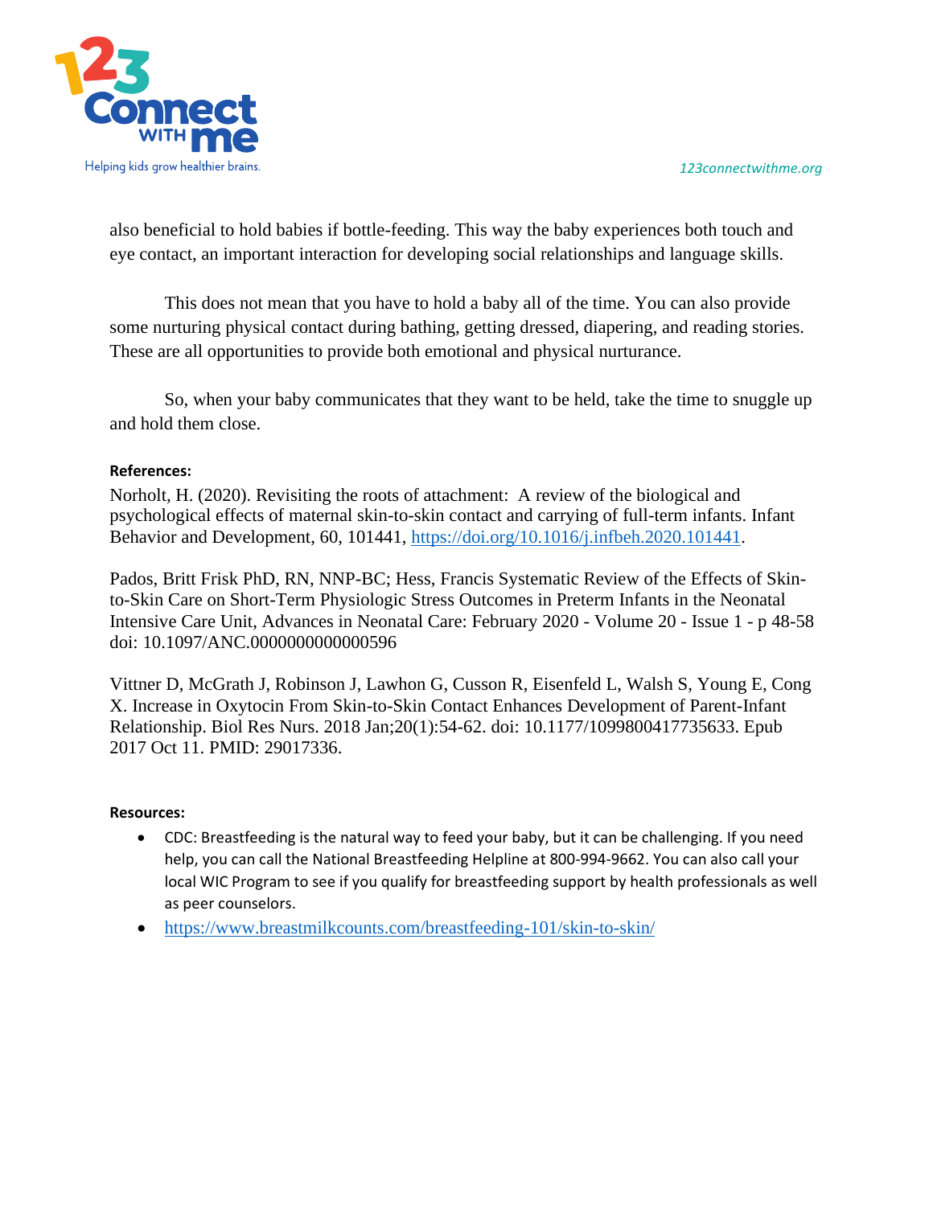also beneficial to hold babies if bottle-feeding. This way the baby experiences both touch and eye contact, an important interaction for developing social relationships and language skills.

This does not mean that you have to hold a baby all of the time. You can also provide some nurturing physical contact during bathing, getting dressed, diapering, and reading stories. These are all opportunities to provide both emotional and physical nurturance.

So, when your baby communicates that they want to be held, take the time to snuggle up and hold them close.

**References:**

Norholt, H. (2020). Revisiting the roots of attachment: A review of the biological and psychological effects of maternal skin-to-skin contact and carrying of full-term infants. Infant Behavior and Development, 60, 101441, https://doi.org/10.1016/j.infbeh.2020.101441.

Pados, Britt Frisk PhD, RN, NNP-BC; Hess, Francis Systematic Review of the Effects of Skin-to-Skin Care on Short-Term Physiologic Stress Outcomes in Preterm Infants in the Neonatal Intensive Care Unit, Advances in Neonatal Care: February 2020 - Volume 20 - Issue 1 - p 48-58 doi: 10.1097/ANC.0000000000000596

Vittner D, McGrath J, Robinson J, Lawhon G, Cusson R, Eisenfeld L, Walsh S, Young E, Cong X. Increase in Oxytocin From Skin-to-Skin Contact Enhances Development of Parent-Infant Relationship. Biol Res Nurs. 2018 Jan;20(1):54-62. doi: 10.1177/1099800417735633. Epub 2017 Oct 11. PMID: 29017336.

**Resources:**

- CDC: Breastfeeding is the natural way to feed your baby, but it can be challenging. If you need help, you can call the National Breastfeeding Helpline at 800-994-9662. You can also call your local WIC Program to see if you qualify for breastfeeding support by health professionals as well as peer counselors.
- https://www.breastmilkcounts.com/breastfeeding-101/skin-to-skin/